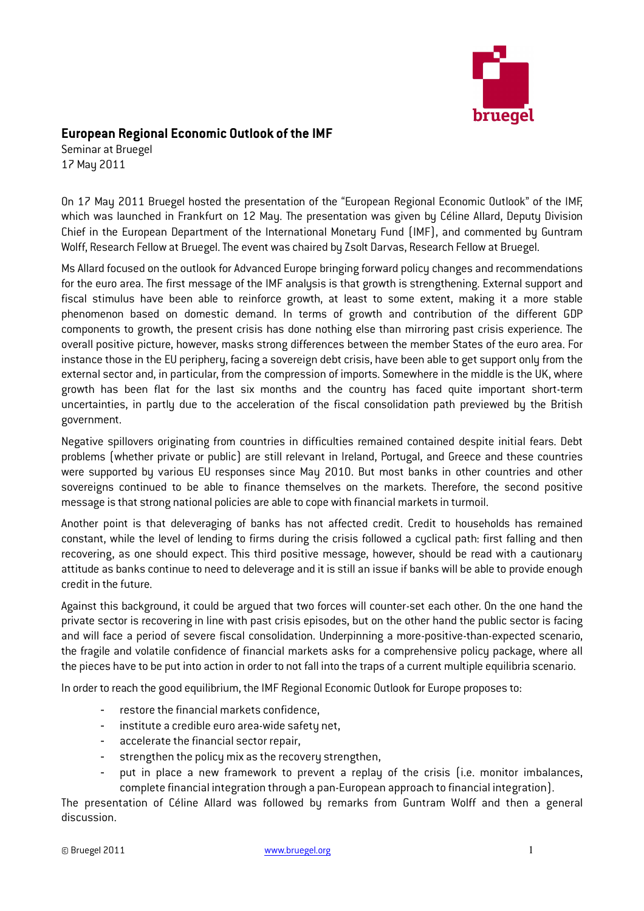# European Regional Economic Outlook of the IMF

Seminar at Bruegel
17 May 2011

On 17 May 2011 Bruegel hosted the presentation of the "European Regional Economic Outlook" of the IMF, which was launched in Frankfurt on 12 May. The presentation was given by Céline Allard, Deputy Division Chief in the European Department of the International Monetary Fund (IMF), and commented by Guntram Wolff, Research Fellow at Bruegel. The event was chaired by Zsolt Darvas, Research Fellow at Bruegel.

Ms Allard focused on the outlook for Advanced Europe bringing forward policy changes and recommendations for the euro area. The first message of the IMF analysis is that growth is strengthening. External support and fiscal stimulus have been able to reinforce growth, at least to some extent, making it a more stable phenomenon based on domestic demand. In terms of growth and contribution of the different GDP components to growth, the present crisis has done nothing else than mirroring past crisis experience. The overall positive picture, however, masks strong differences between the member States of the euro area. For instance those in the EU periphery, facing a sovereign debt crisis, have been able to get support only from the external sector and, in particular, from the compression of imports. Somewhere in the middle is the UK, where growth has been flat for the last six months and the country has faced quite important short-term uncertainties, in partly due to the acceleration of the fiscal consolidation path previewed by the British government.

Negative spillovers originating from countries in difficulties remained contained despite initial fears. Debt problems (whether private or public) are still relevant in Ireland, Portugal, and Greece and these countries were supported by various EU responses since May 2010. But most banks in other countries and other sovereigns continued to be able to finance themselves on the markets. Therefore, the second positive message is that strong national policies are able to cope with financial markets in turmoil.

Another point is that deleveraging of banks has not affected credit. Credit to households has remained constant, while the level of lending to firms during the crisis followed a cyclical path: first falling and then recovering, as one should expect. This third positive message, however, should be read with a cautionary attitude as banks continue to need to deleverage and it is still an issue if banks will be able to provide enough credit in the future.

Against this background, it could be argued that two forces will counter-set each other. On the one hand the private sector is recovering in line with past crisis episodes, but on the other hand the public sector is facing and will face a period of severe fiscal consolidation. Underpinning a more-positive-than-expected scenario, the fragile and volatile confidence of financial markets asks for a comprehensive policy package, where all the pieces have to be put into action in order to not fall into the traps of a current multiple equilibria scenario.

In order to reach the good equilibrium, the IMF Regional Economic Outlook for Europe proposes to:

- restore the financial markets confidence,
- institute a credible euro area-wide safety net,
- accelerate the financial sector repair,
- strengthen the policy mix as the recovery strengthen,
- put in place a new framework to prevent a replay of the crisis (i.e. monitor imbalances, complete financial integration through a pan-European approach to financial integration).

The presentation of Céline Allard was followed by remarks from Guntram Wolff and then a general discussion.